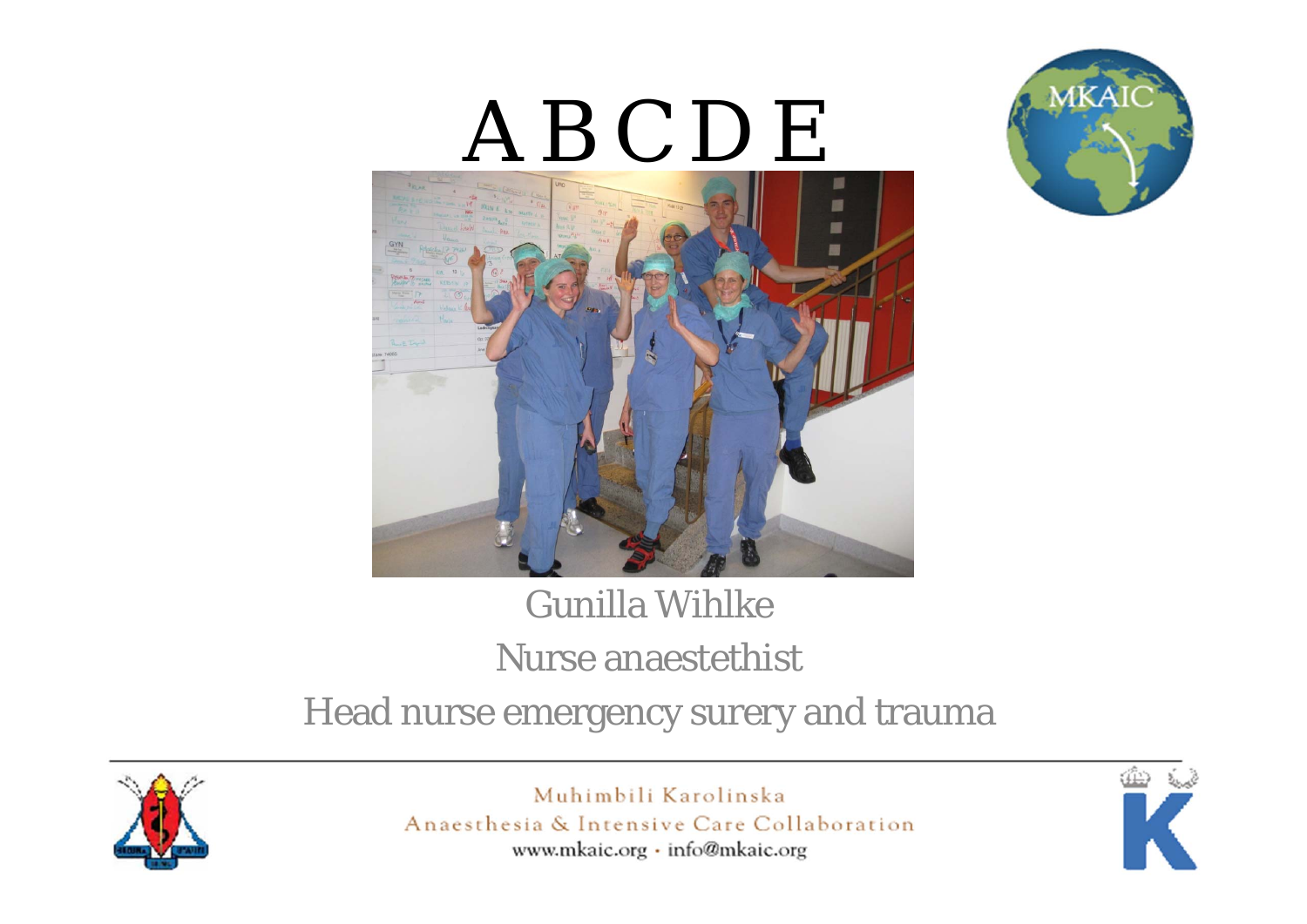# A B C D E

Gunilla Wihlke

Nurse anaestethist

Head nurse emergency surery and trauma

Muhimbili Karolinska
Anaesthesia & Intensive Care Collaboration
www.mkaic.org · info@mkaic.org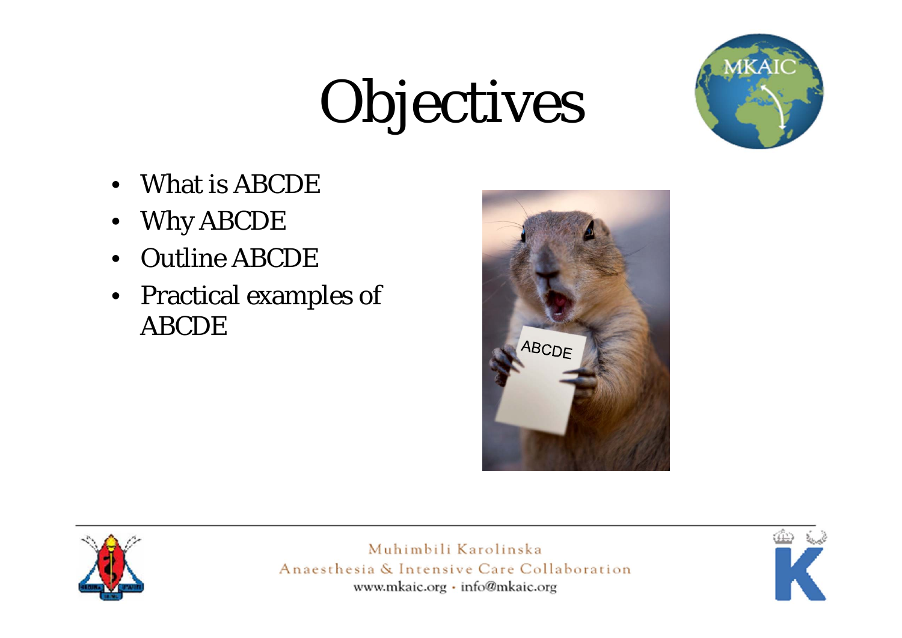# Objectives

- What is ABCDE
- Why ABCDE
- Outline ABCDE
- Practical examples of ABCDE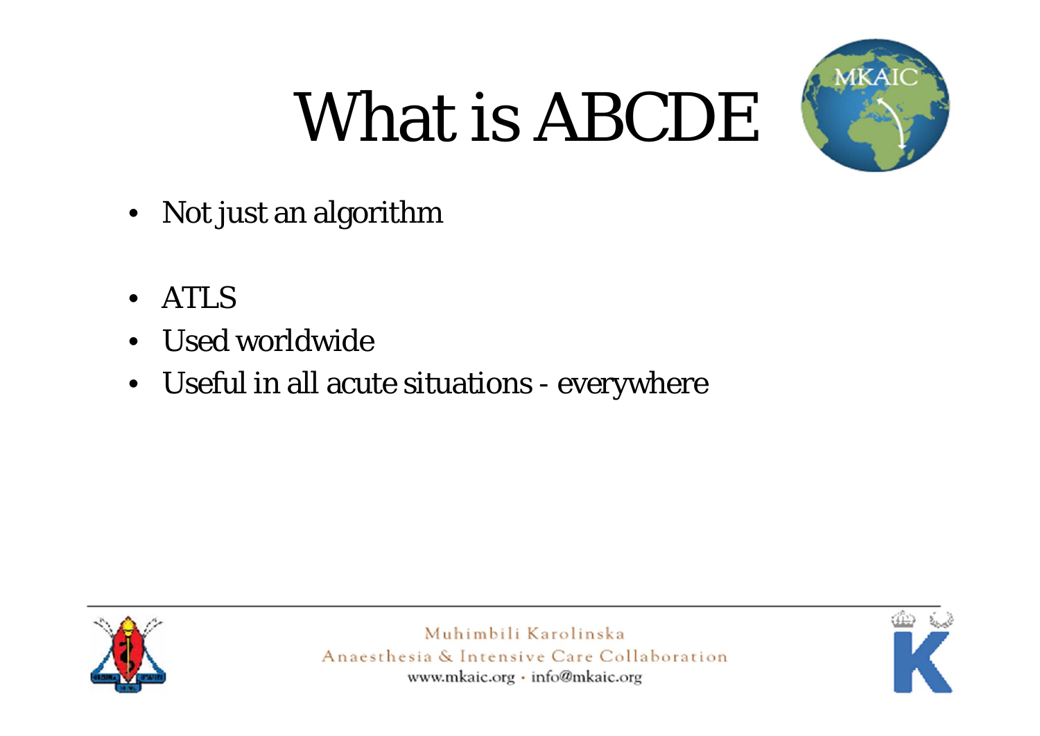# What is ABCDE

- Not just an algorithm

- ATLS
- Used worldwide
- Useful in all acute situations - everywhere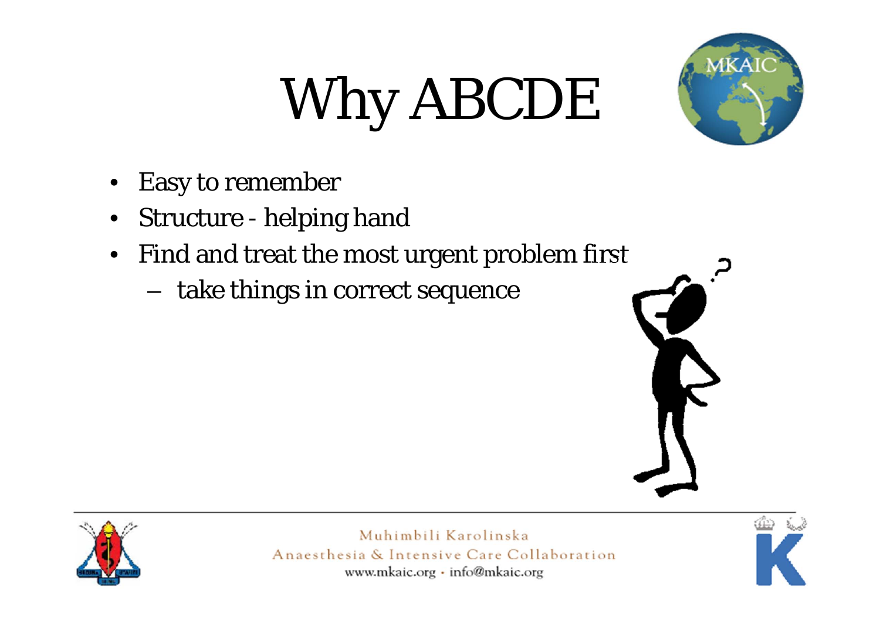# Why ABCDE

- Easy to remember
- Structure - helping hand
- Find and treat the most urgent problem first
  - take things in correct sequence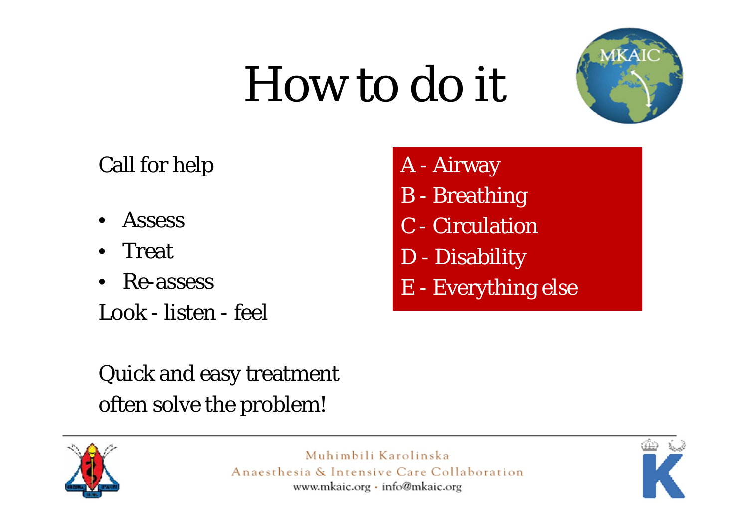# How to do it

Call for help

- Assess
- Treat
- Re-assess

Look - listen - feel

Quick and easy treatment often solve the problem!

A - Airway
B - Breathing
C - Circulation
D - Disability
E - Everything else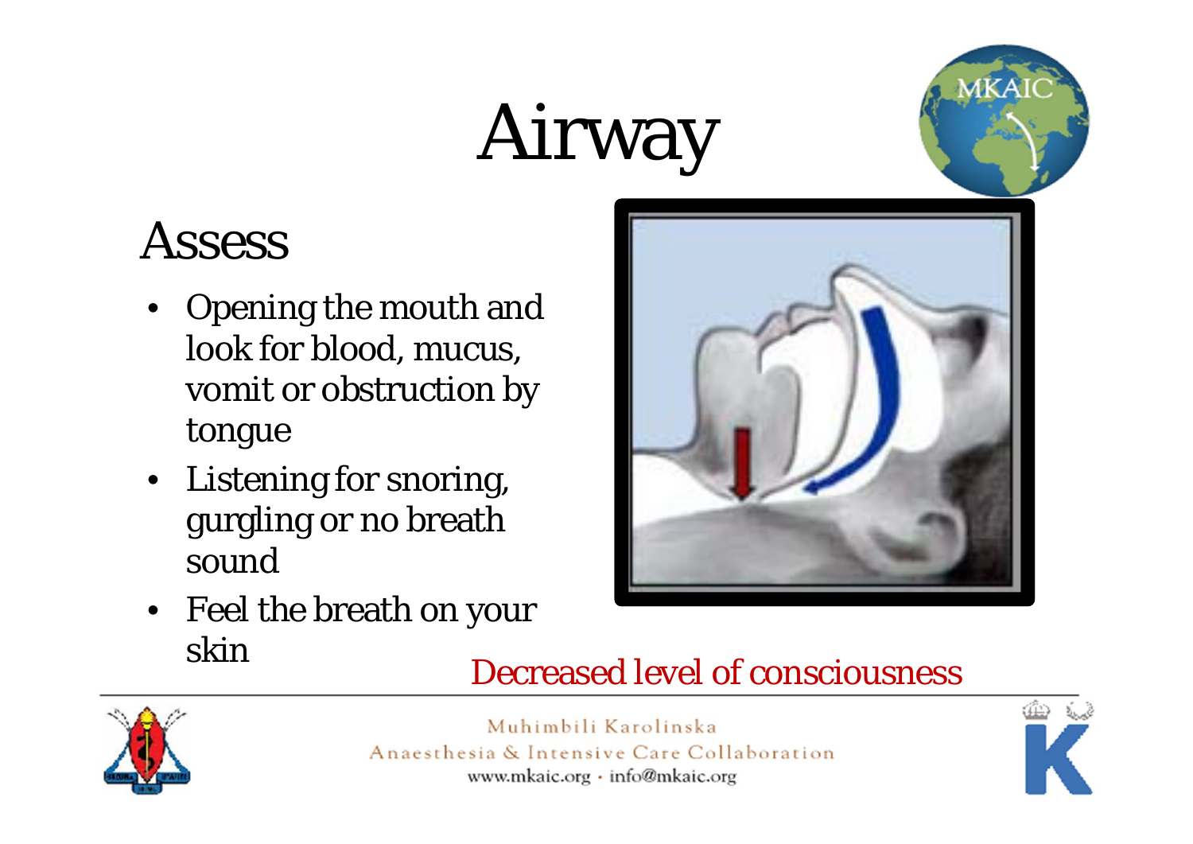# Airway

## Assess

- Opening the mouth and look for blood, mucus, vomit or obstruction by tongue
- Listening for snoring, gurgling or no breath sound
- Feel the breath on your skin

Decreased level of consciousness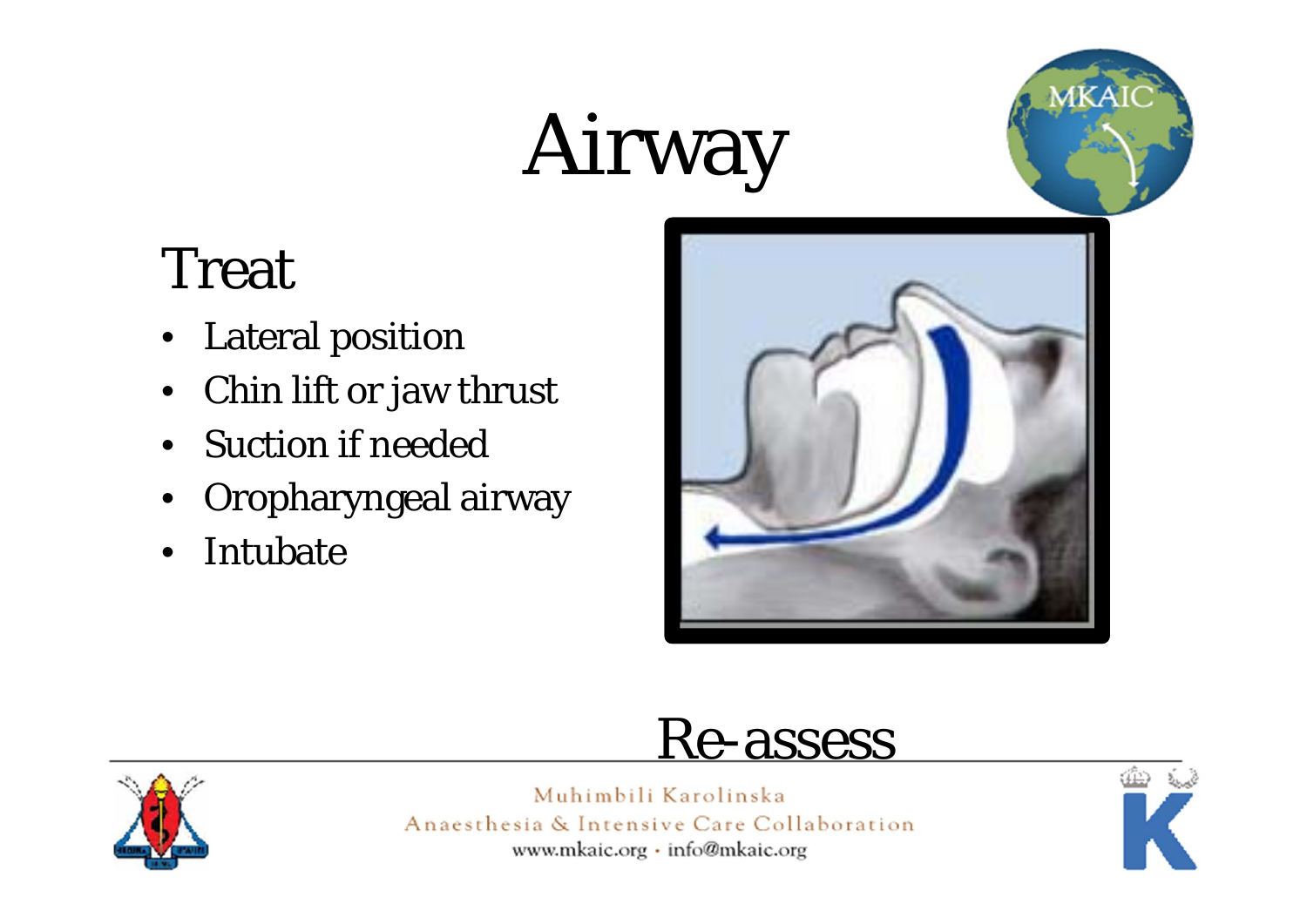# Airway

## Treat

- Lateral position
- Chin lift or jaw thrust
- Suction if needed
- Oropharyngeal airway
- Intubate

Re-assess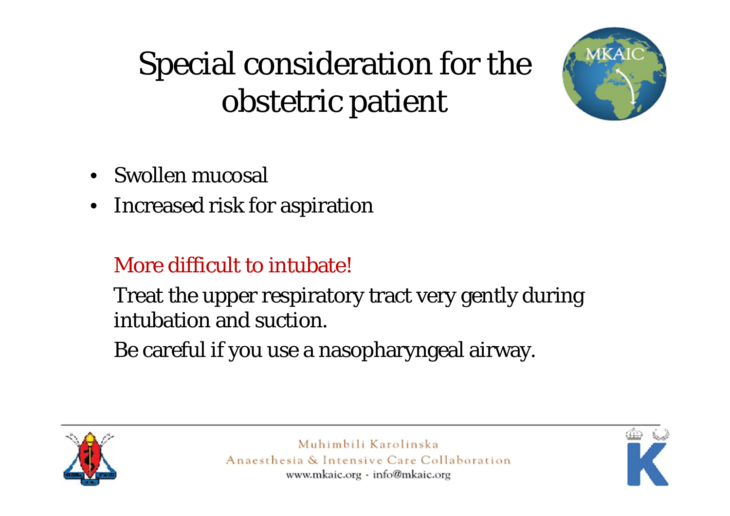# Special consideration for the obstetric patient

- Swollen mucosal
- Increased risk for aspiration

More difficult to intubate!

Treat the upper respiratory tract very gently during intubation and suction.

Be careful if you use a nasopharyngeal airway.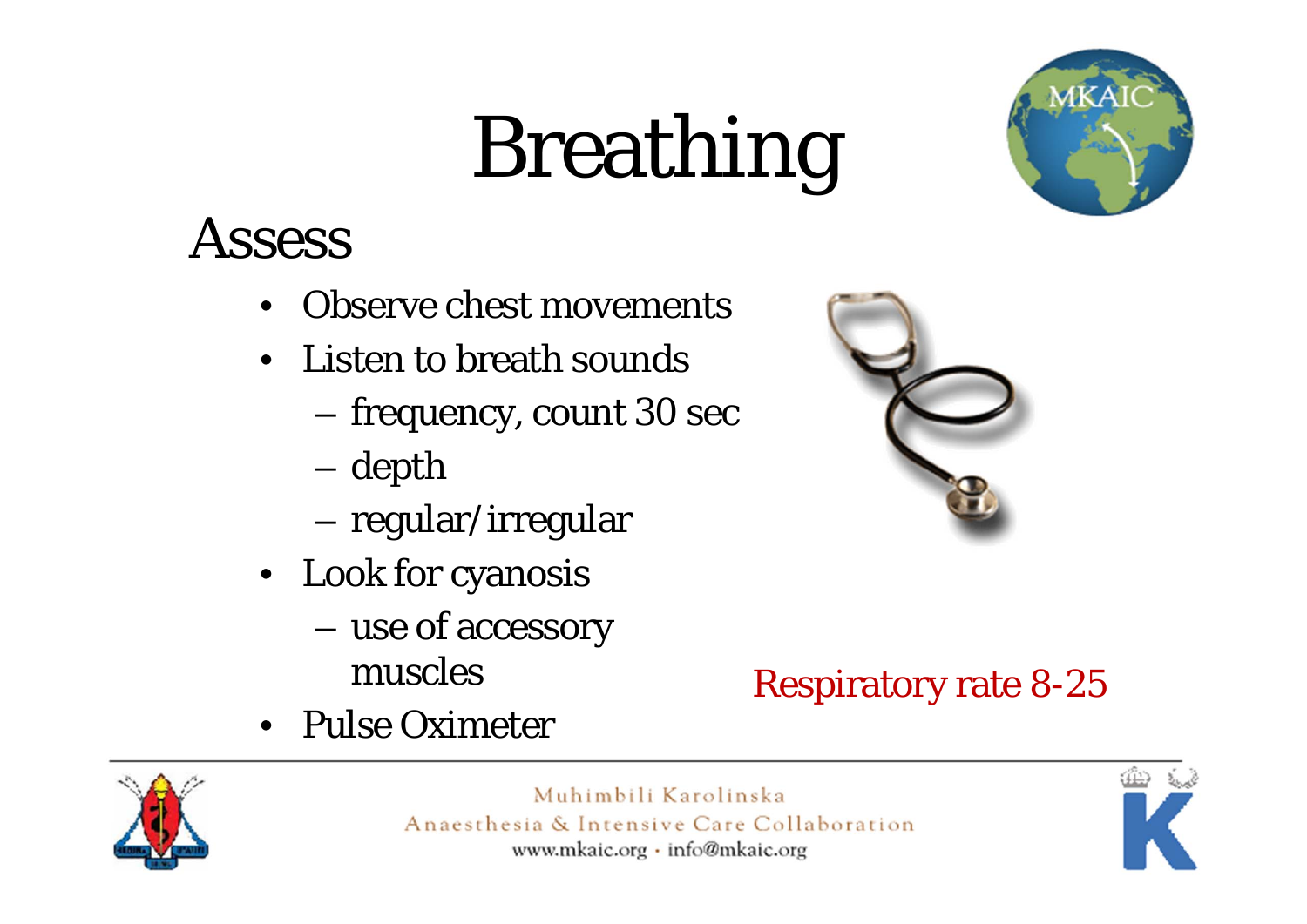# Breathing

## Assess

- Observe chest movements
- Listen to breath sounds
  - frequency, count 30 sec
  - depth
  - regular/irregular
- Look for cyanosis
  - use of accessory muscles
- Pulse Oximeter

Respiratory rate 8-25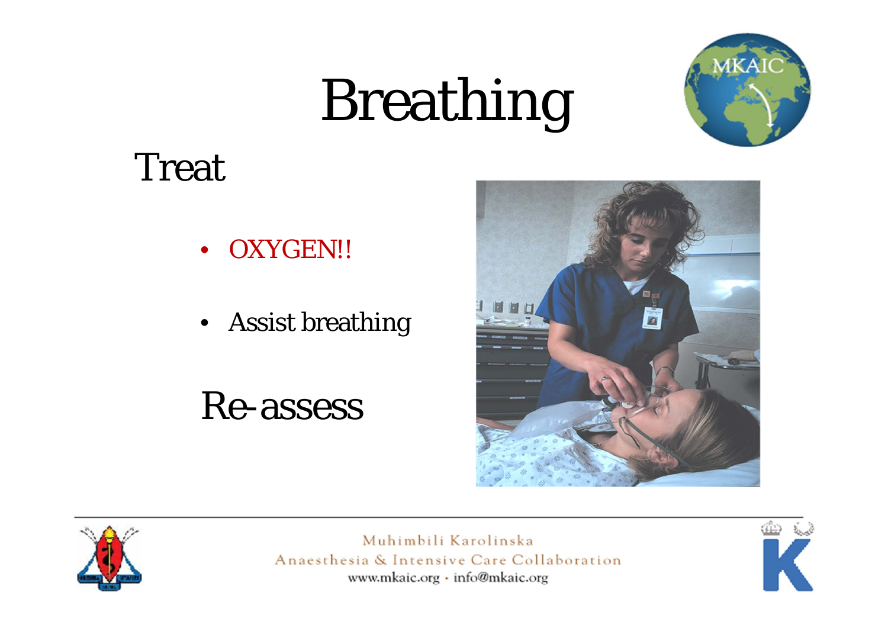# Breathing

## Treat

- OXYGEN!!
- Assist breathing

## Re-assess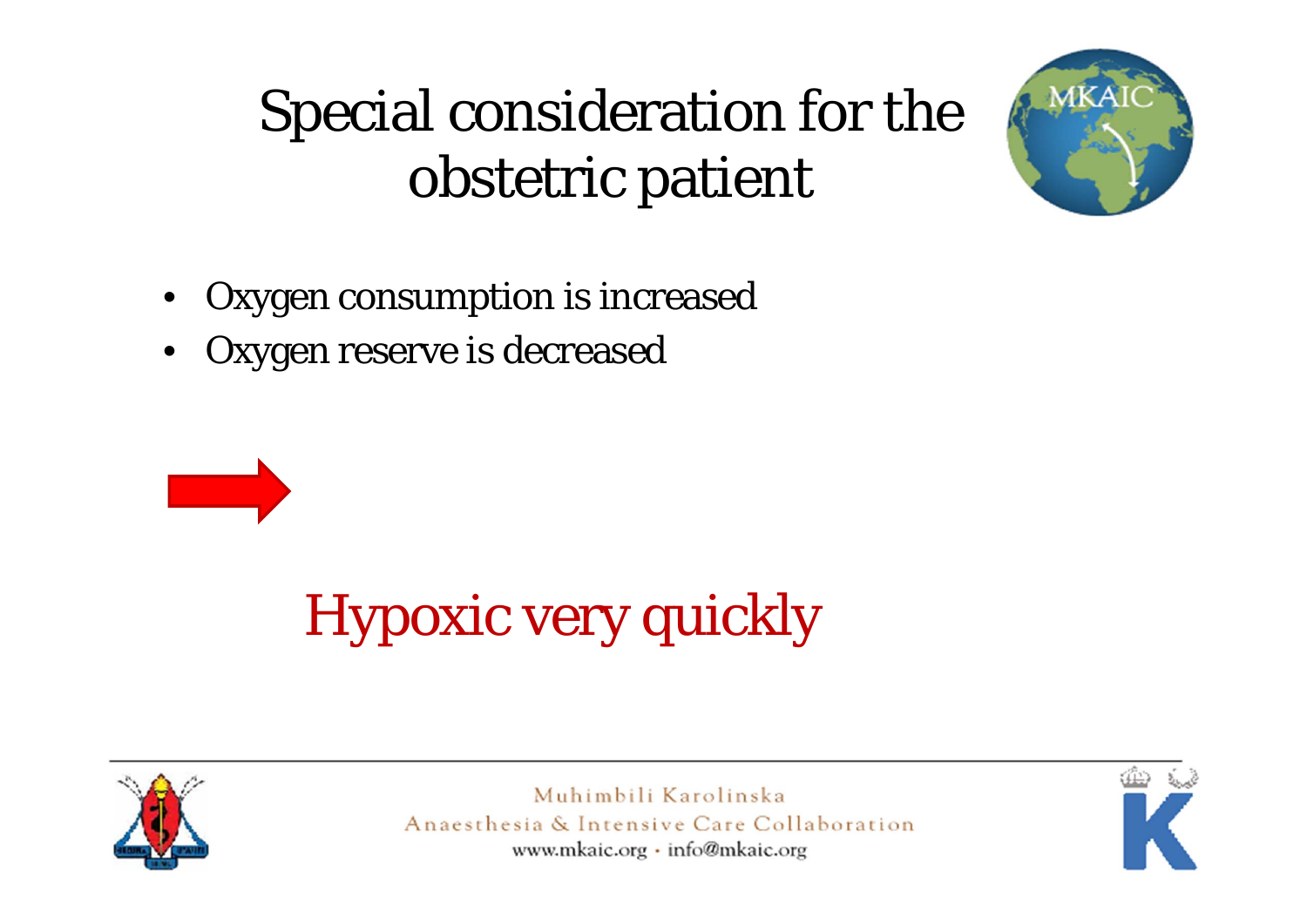# Special consideration for the obstetric patient

- Oxygen consumption is increased
- Oxygen reserve is decreased

➡

Hypoxic very quickly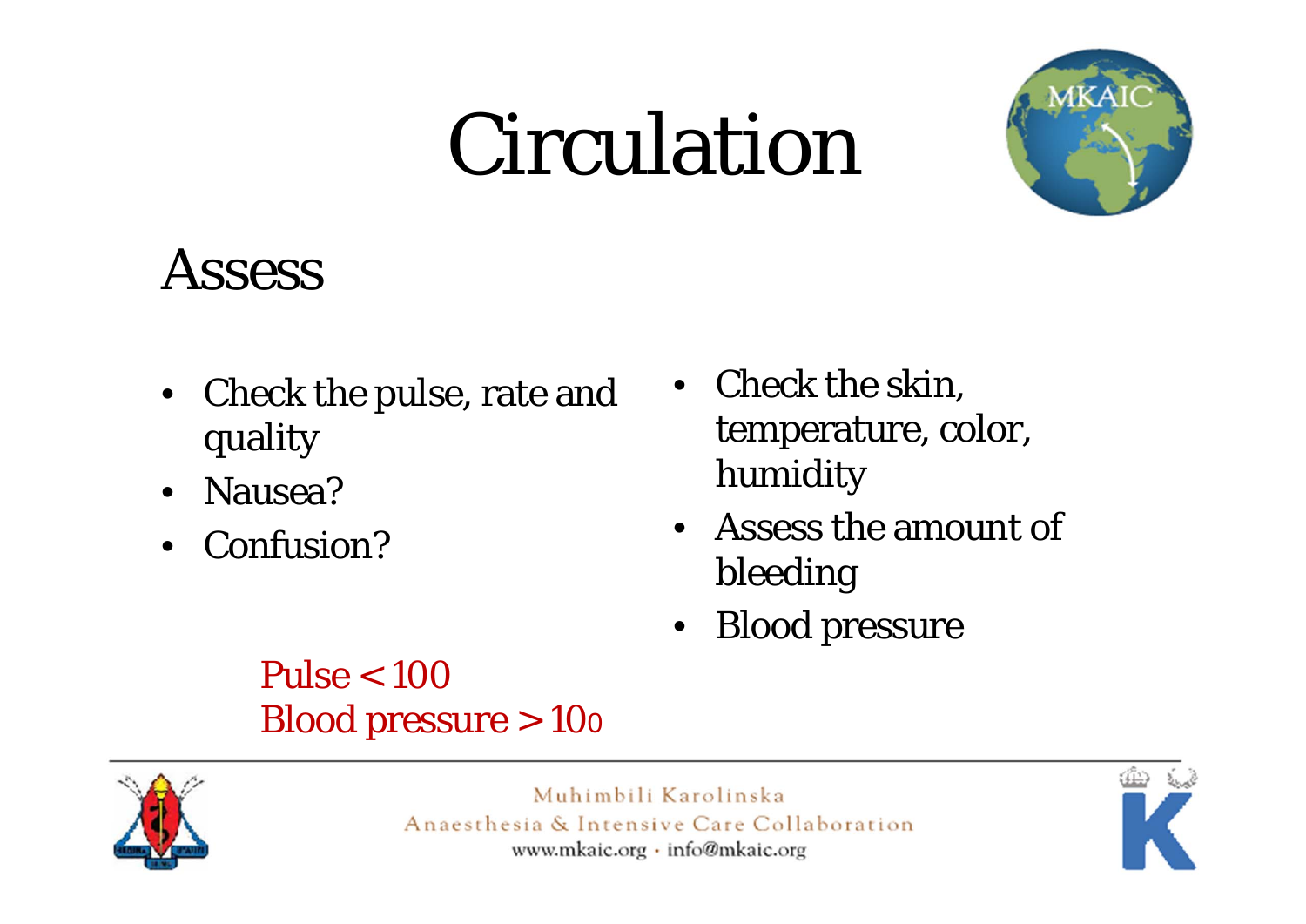# Circulation

## Assess

- Check the pulse, rate and quality
- Nausea?
- Confusion?
- Check the skin, temperature, color, humidity
- Assess the amount of bleeding
- Blood pressure

Pulse < 100
Blood pressure > 100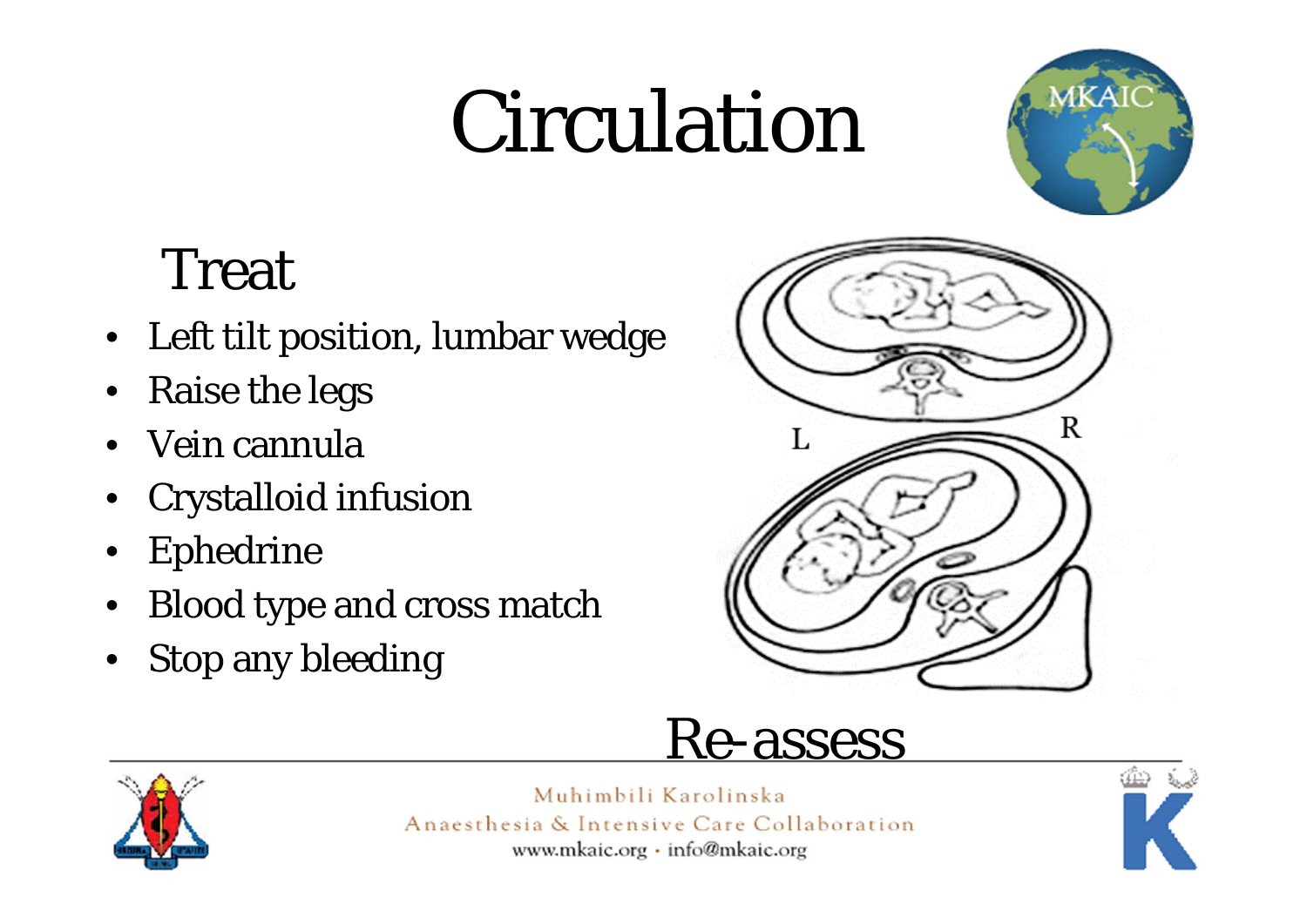# Circulation

## Treat

- Left tilt position, lumbar wedge
- Raise the legs
- Vein cannula
- Crystalloid infusion
- Ephedrine
- Blood type and cross match
- Stop any bleeding

L R

## Re-assess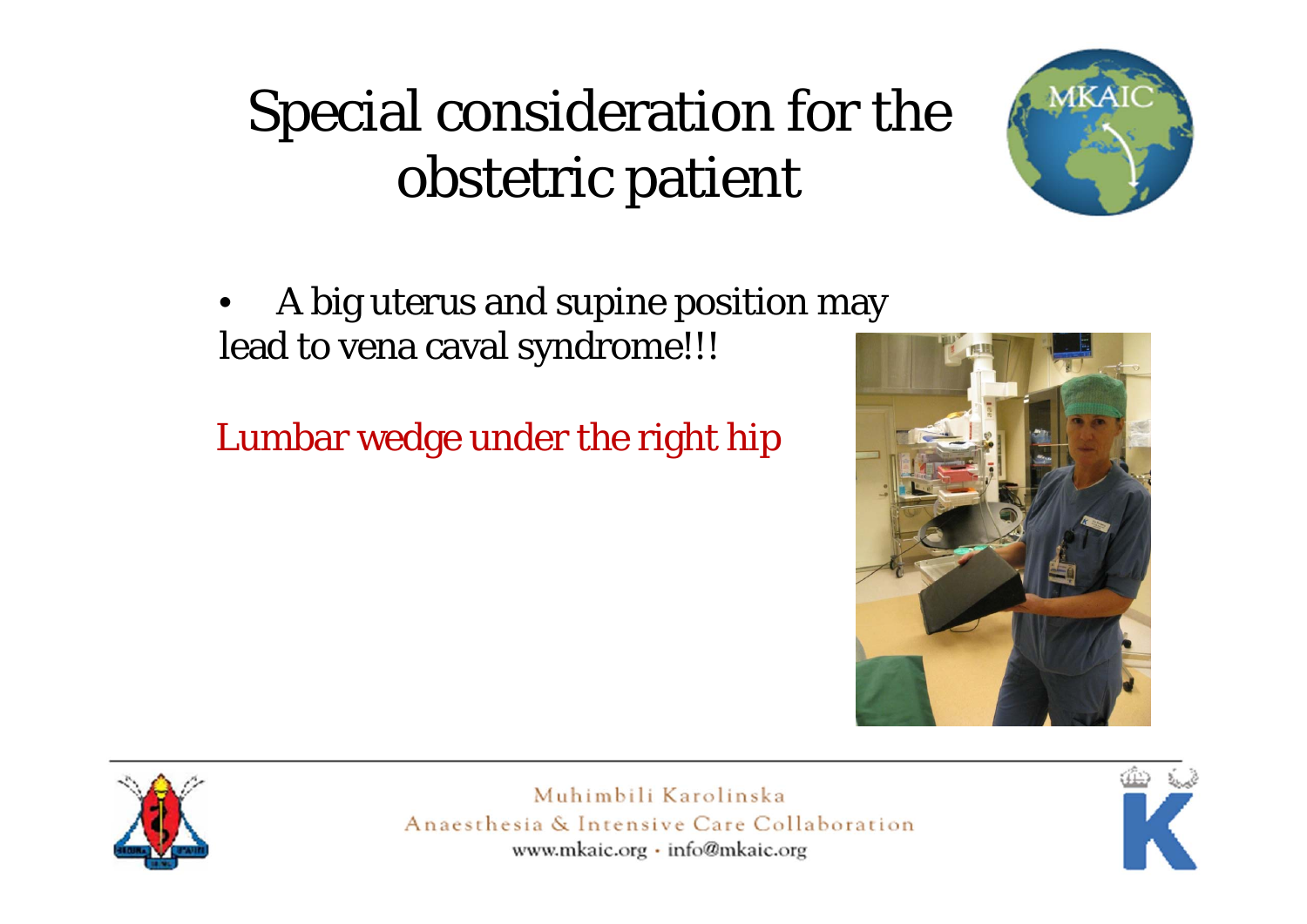# Special consideration for the obstetric patient

- A big uterus and supine position may lead to vena caval syndrome!!!

Lumbar wedge under the right hip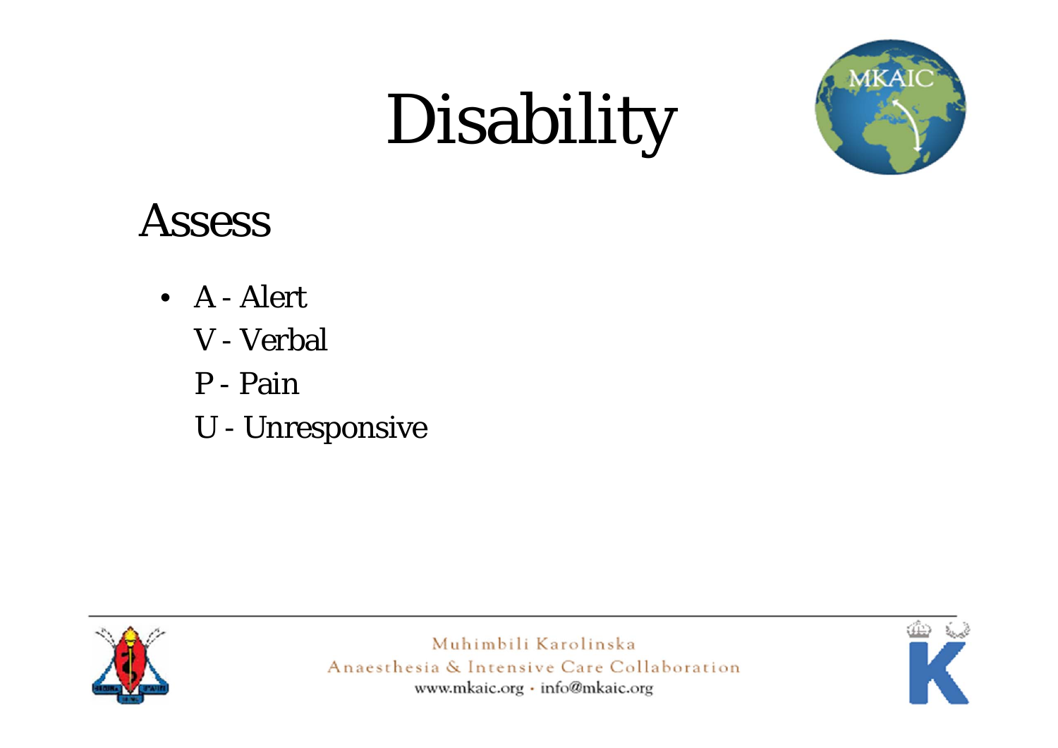# Disability

## Assess

- A - Alert
  V - Verbal
  P - Pain
  U - Unresponsive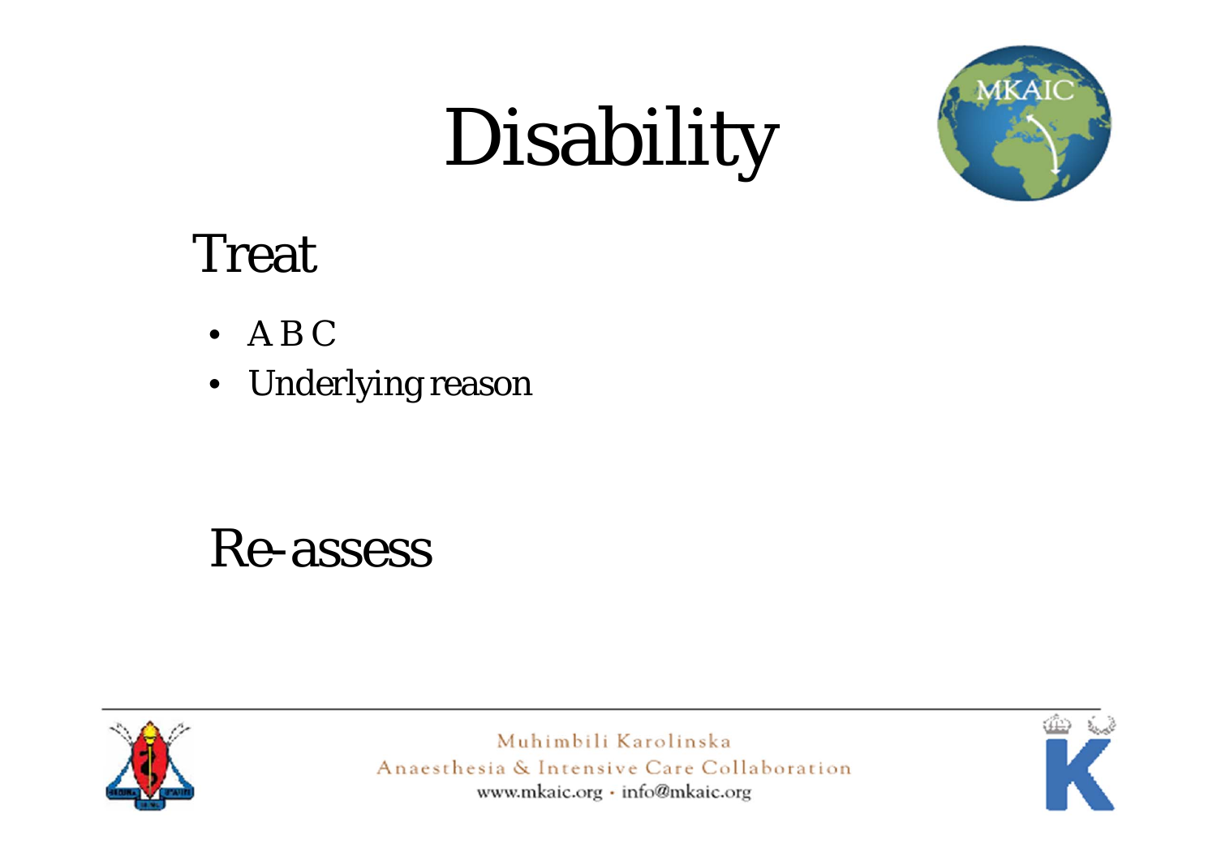# Disability

## Treat

- A B C
- Underlying reason

## Re-assess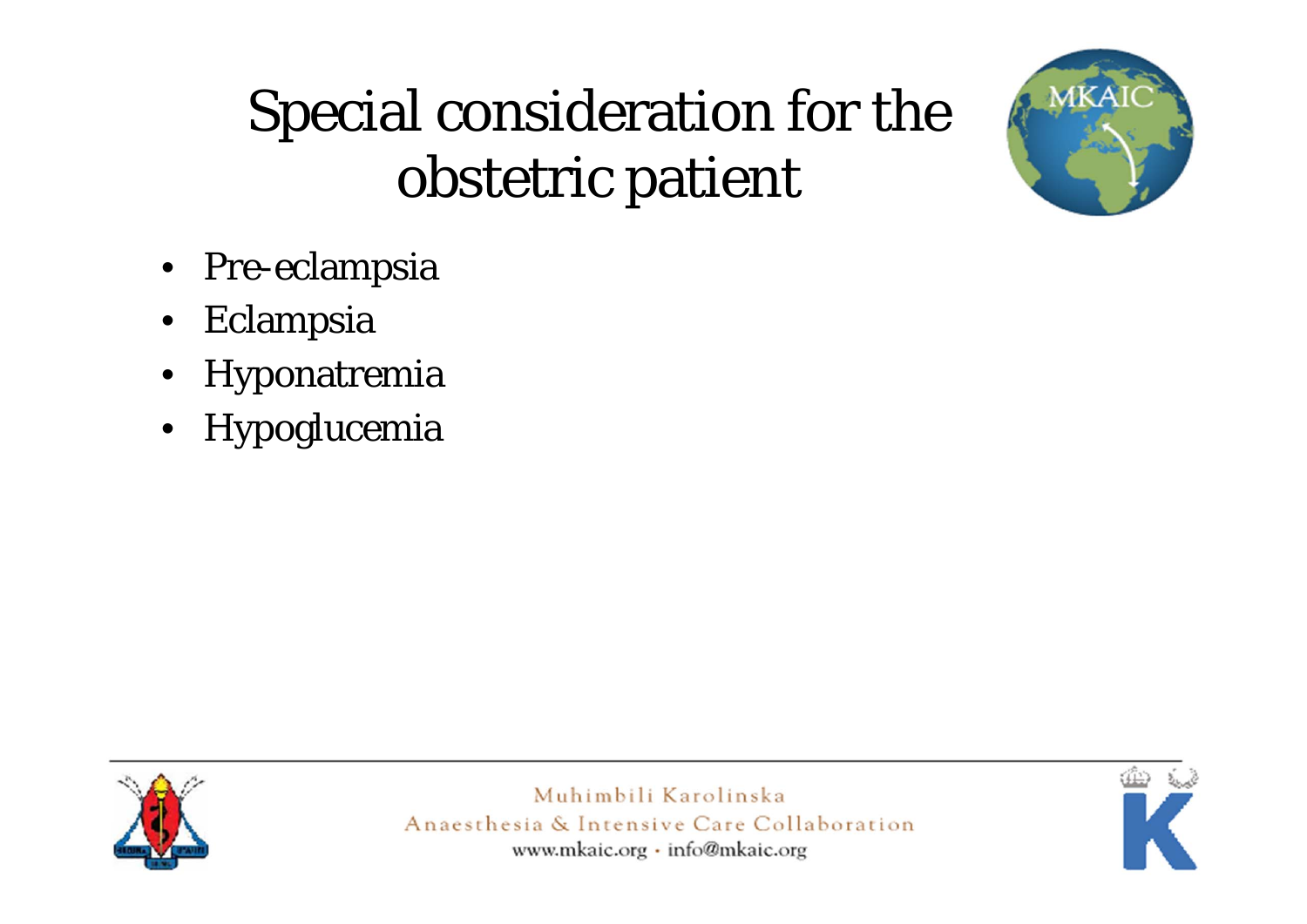# Special consideration for the obstetric patient

- Pre-eclampsia
- Eclampsia
- Hyponatremia
- Hypoglucemia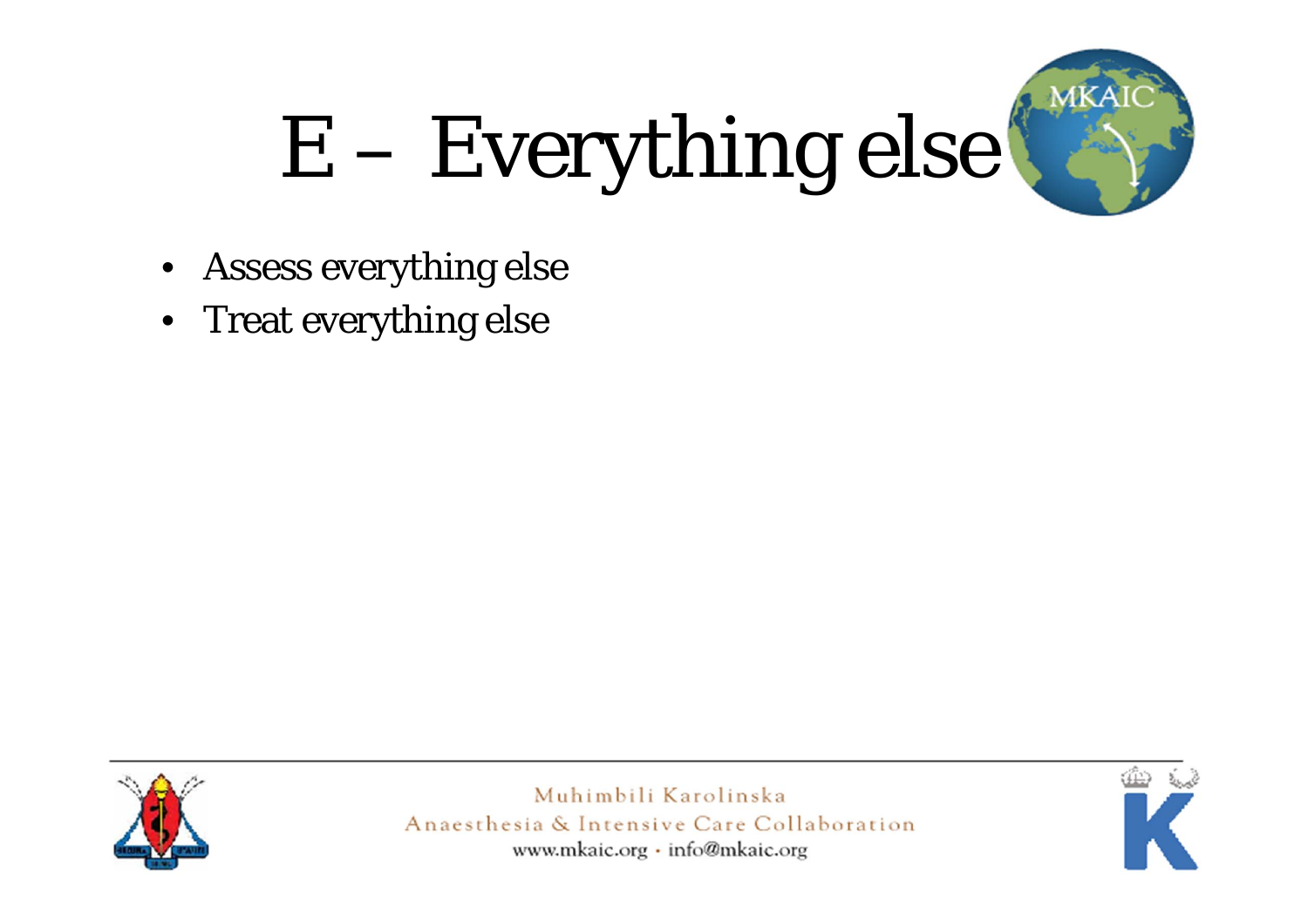# E – Everything else

- Assess everything else
- Treat everything else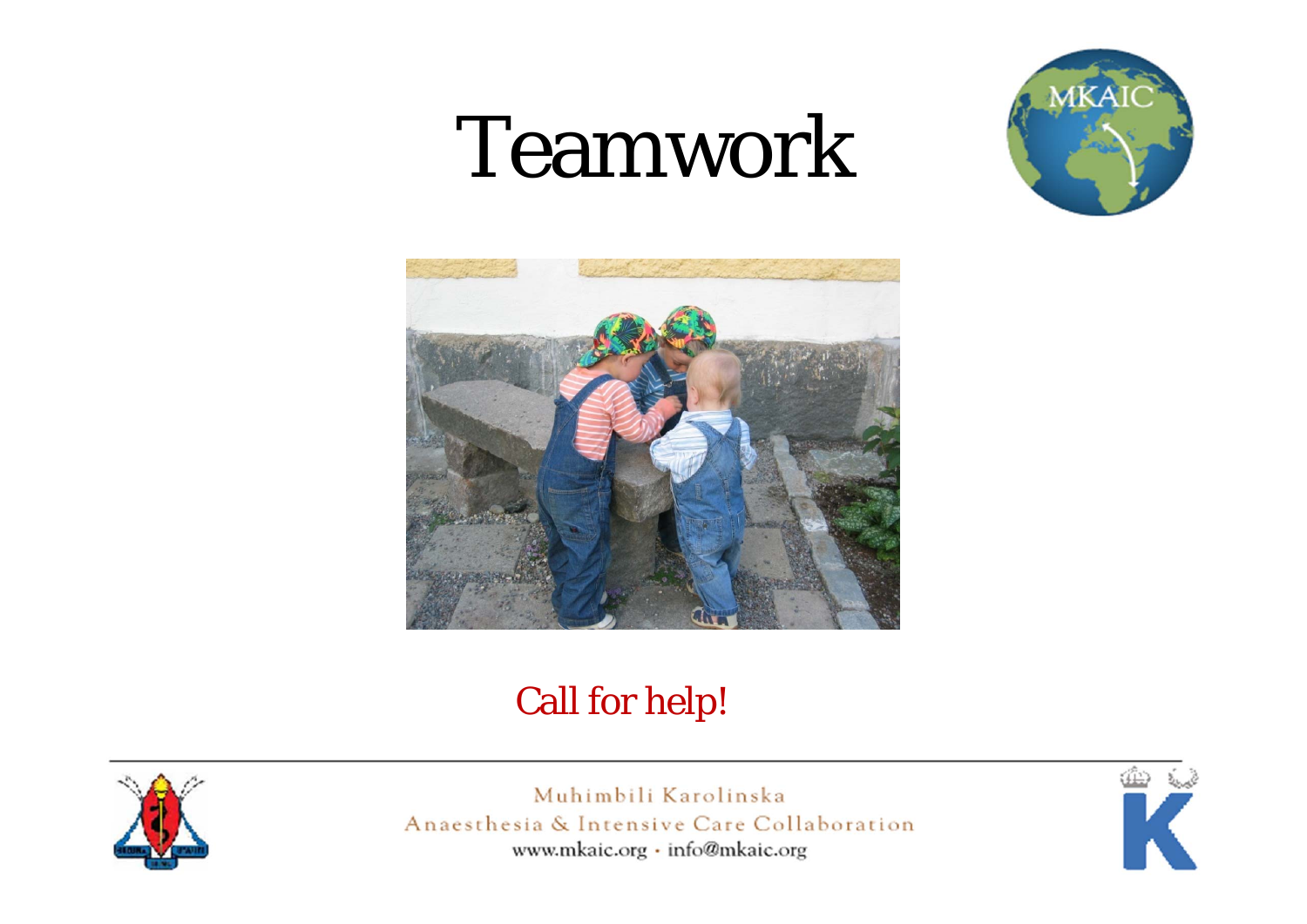# Teamwork

Call for help!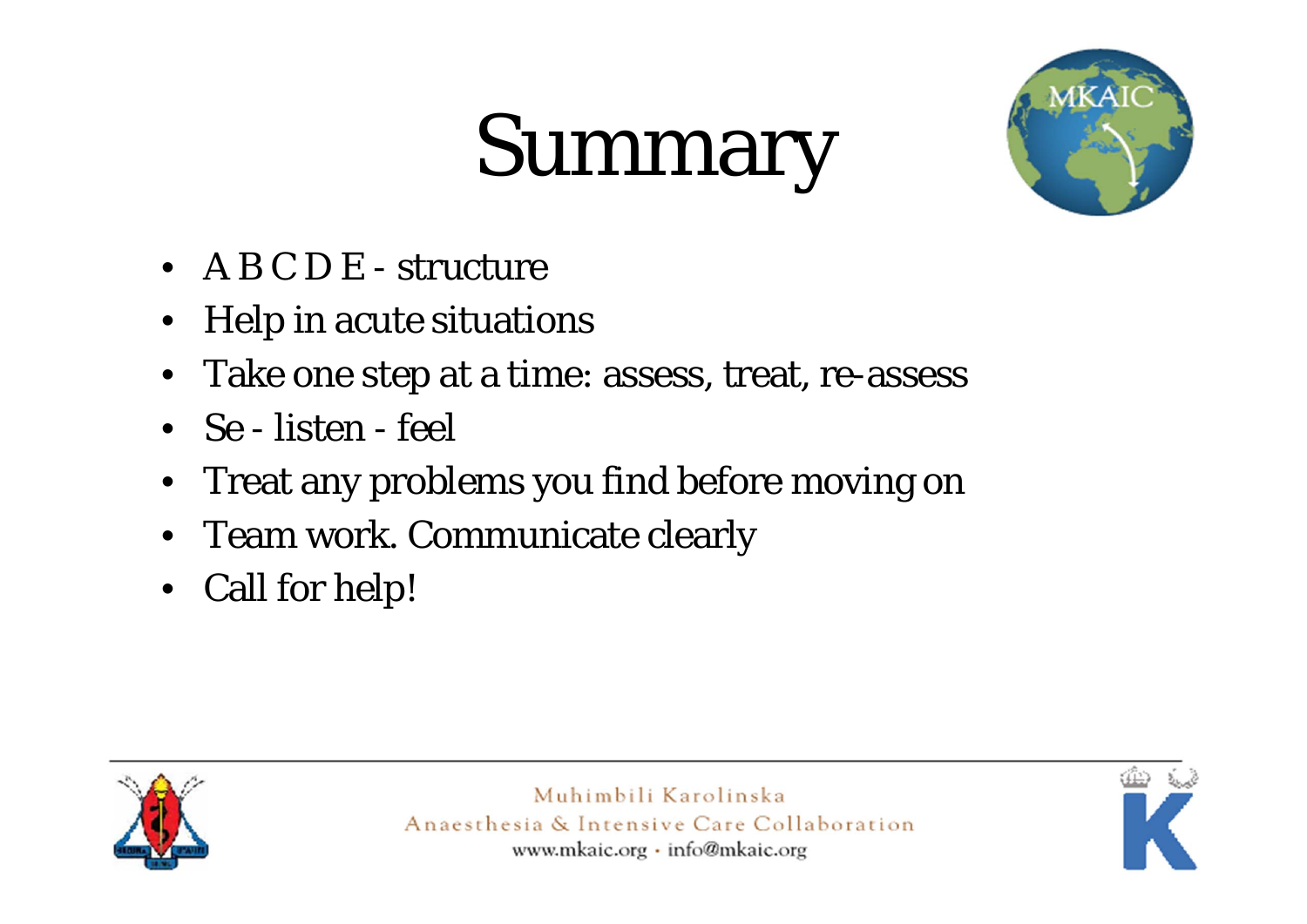# Summary

- A B C D E - structure
- Help in acute situations
- Take one step at a time: assess, treat, re-assess
- Se - listen - feel
- Treat any problems you find before moving on
- Team work. Communicate clearly
- Call for help!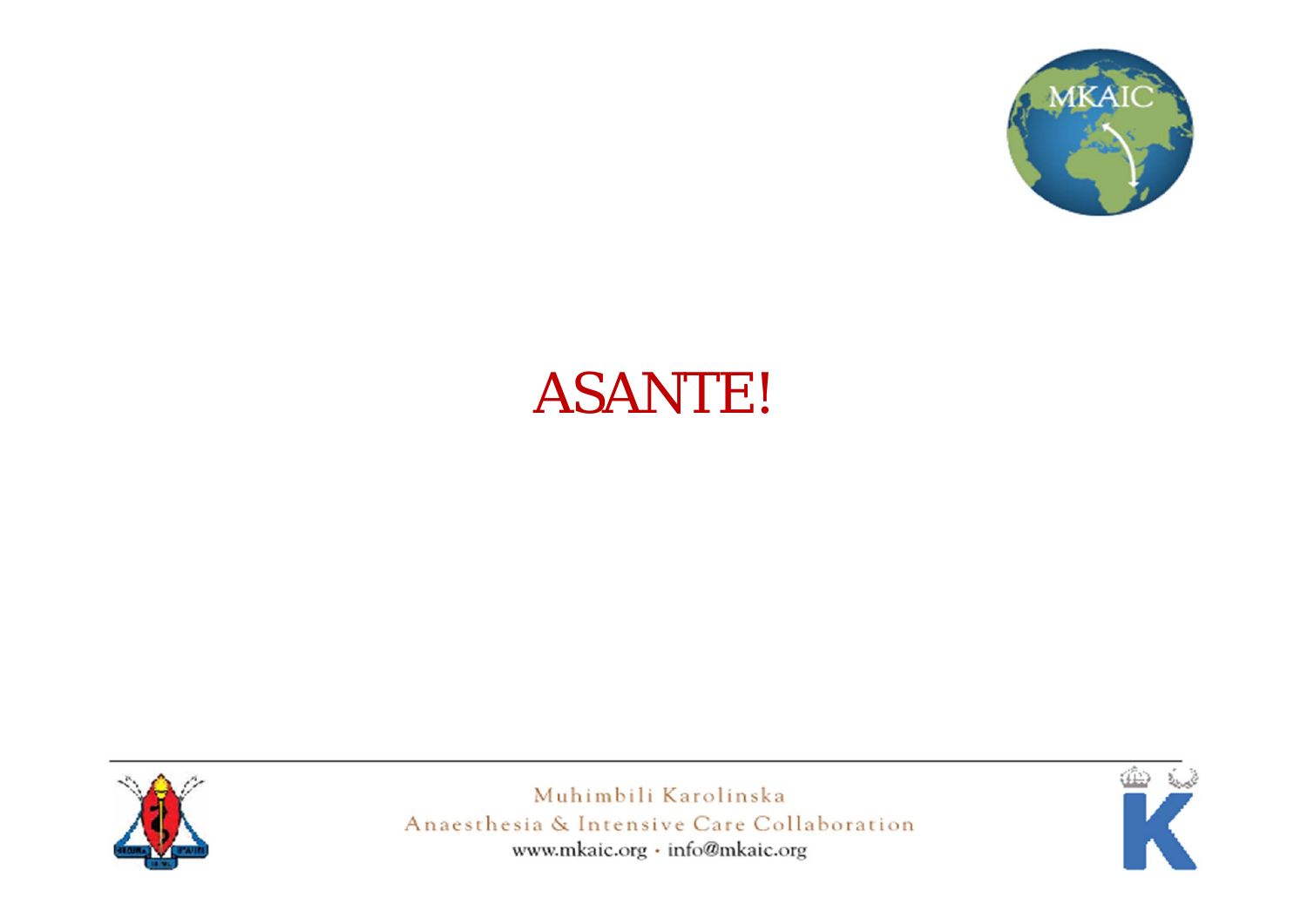# ASANTE!